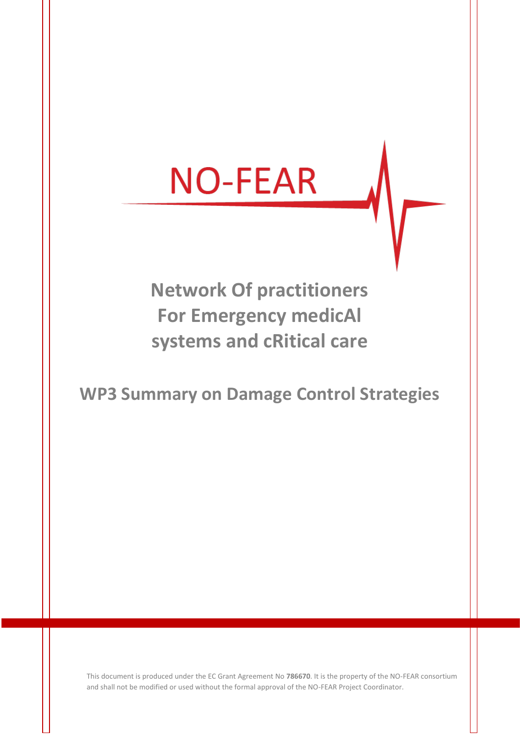# NO-FEAR

## Network Of practitioners For Emergency medicAl systems and cRitical care

## WP3 Summary on Damage Control Strategies

This document is produced under the EC Grant Agreement No **786670**. It is the property of the NO-FEAR consortium and shall not be modified or used without the formal approval of the NO-FEAR Project Coordinator.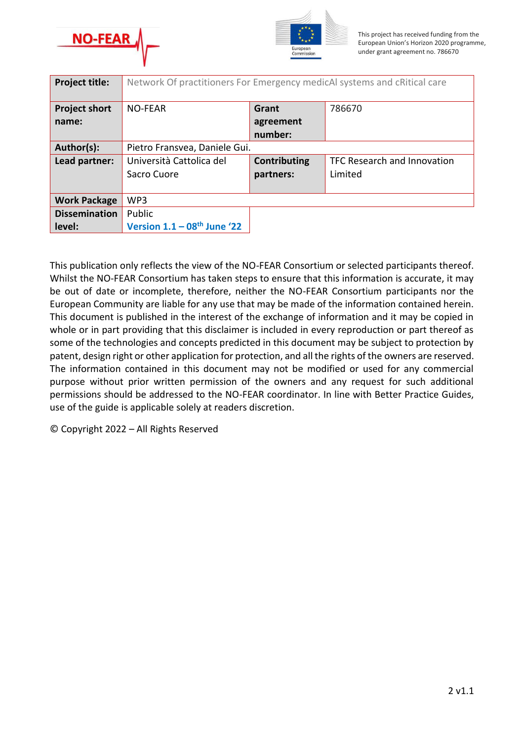This project has received funding from the European Union's Horizon 2020 programme, under grant agreement no. 786670

| **Project title:** | Network Of practitioners For Emergency medicAl systems and cRitical care | | |
|---|---|---|---|
| **Project short name:** | NO-FEAR | **Grant agreement number:** | 786670 |
| **Author(s):** | Pietro Fransvea, Daniele Gui. | | |
| **Lead partner:** | Università Cattolica del Sacro Cuore | **Contributing partners:** | TFC Research and Innovation Limited |
| **Work Package** | WP3 | | |
| **Dissemination level:** | Public<br>**Version 1.1 – 08th June '22** | | |

This publication only reflects the view of the NO-FEAR Consortium or selected participants thereof. Whilst the NO-FEAR Consortium has taken steps to ensure that this information is accurate, it may be out of date or incomplete, therefore, neither the NO-FEAR Consortium participants nor the European Community are liable for any use that may be made of the information contained herein. This document is published in the interest of the exchange of information and it may be copied in whole or in part providing that this disclaimer is included in every reproduction or part thereof as some of the technologies and concepts predicted in this document may be subject to protection by patent, design right or other application for protection, and all the rights of the owners are reserved. The information contained in this document may not be modified or used for any commercial purpose without prior written permission of the owners and any request for such additional permissions should be addressed to the NO-FEAR coordinator. In line with Better Practice Guides, use of the guide is applicable solely at readers discretion.

© Copyright 2022 – All Rights Reserved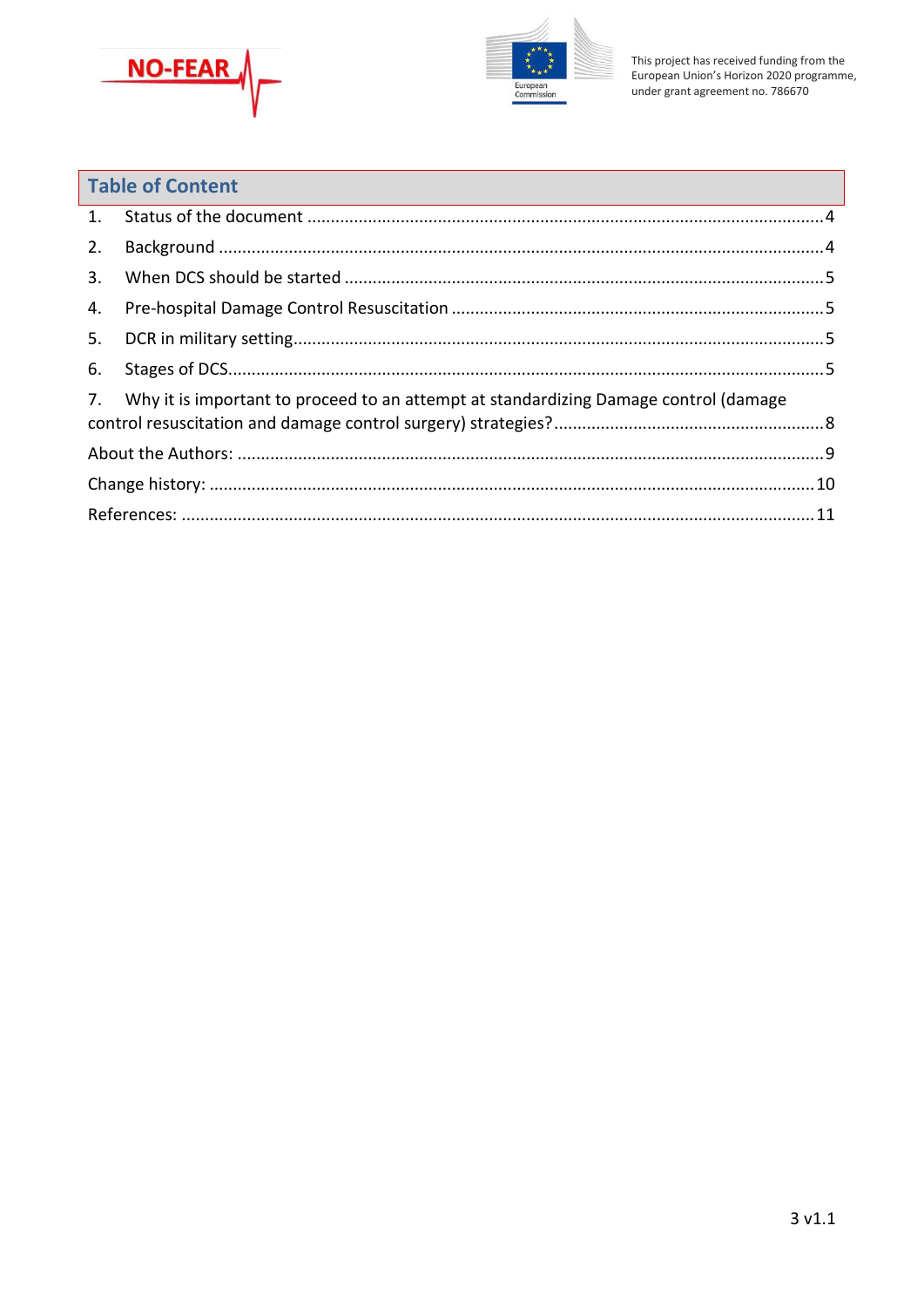## Table of Content

1. Status of the document ..............................................................................................................4
2. Background ................................................................................................................................4
3. When DCS should be started ......................................................................................................5
4. Pre-hospital Damage Control Resuscitation ...............................................................................5
5. DCR in military setting.................................................................................................................5
6. Stages of DCS...............................................................................................................................5
7. Why it is important to proceed to an attempt at standardizing Damage control (damage control resuscitation and damage control surgery) strategies?..........................................................8

About the Authors: ...........................................................................................................................9

Change history: ..............................................................................................................................10

References: .....................................................................................................................................11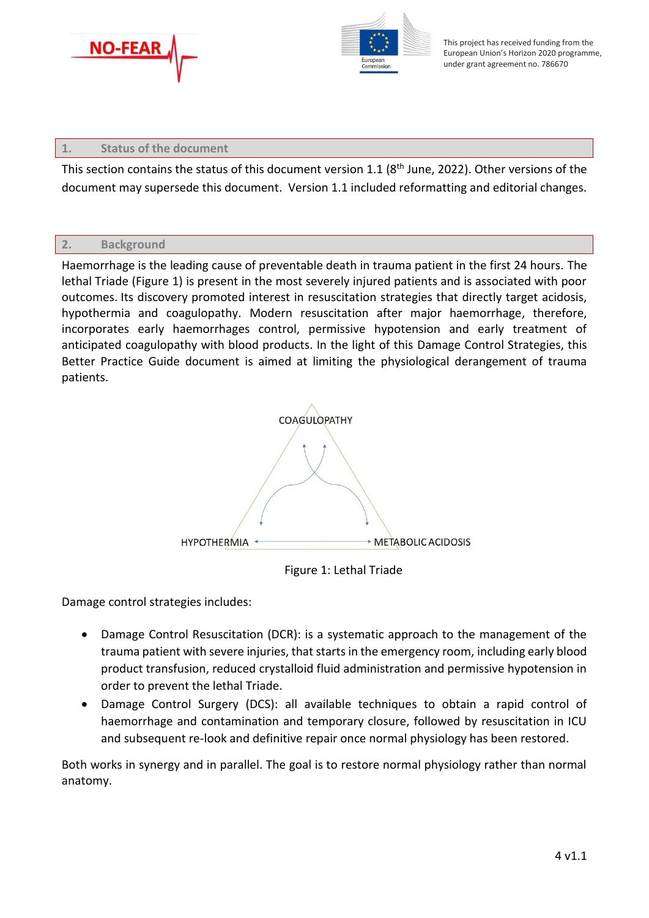## 1. Status of the document

This section contains the status of this document version 1.1 (8th June, 2022). Other versions of the document may supersede this document. Version 1.1 included reformatting and editorial changes.

## 2. Background

Haemorrhage is the leading cause of preventable death in trauma patient in the first 24 hours. The lethal Triade (Figure 1) is present in the most severely injured patients and is associated with poor outcomes. Its discovery promoted interest in resuscitation strategies that directly target acidosis, hypothermia and coagulopathy. Modern resuscitation after major haemorrhage, therefore, incorporates early haemorrhages control, permissive hypotension and early treatment of anticipated coagulopathy with blood products. In the light of this Damage Control Strategies, this Better Practice Guide document is aimed at limiting the physiological derangement of trauma patients.

COAGULOPATHY

HYPOTHERMIA

METABOLIC ACIDOSIS

Figure 1: Lethal Triade

Damage control strategies includes:

- Damage Control Resuscitation (DCR): is a systematic approach to the management of the trauma patient with severe injuries, that starts in the emergency room, including early blood product transfusion, reduced crystalloid fluid administration and permissive hypotension in order to prevent the lethal Triade.
- Damage Control Surgery (DCS): all available techniques to obtain a rapid control of haemorrhage and contamination and temporary closure, followed by resuscitation in ICU and subsequent re-look and definitive repair once normal physiology has been restored.

Both works in synergy and in parallel. The goal is to restore normal physiology rather than normal anatomy.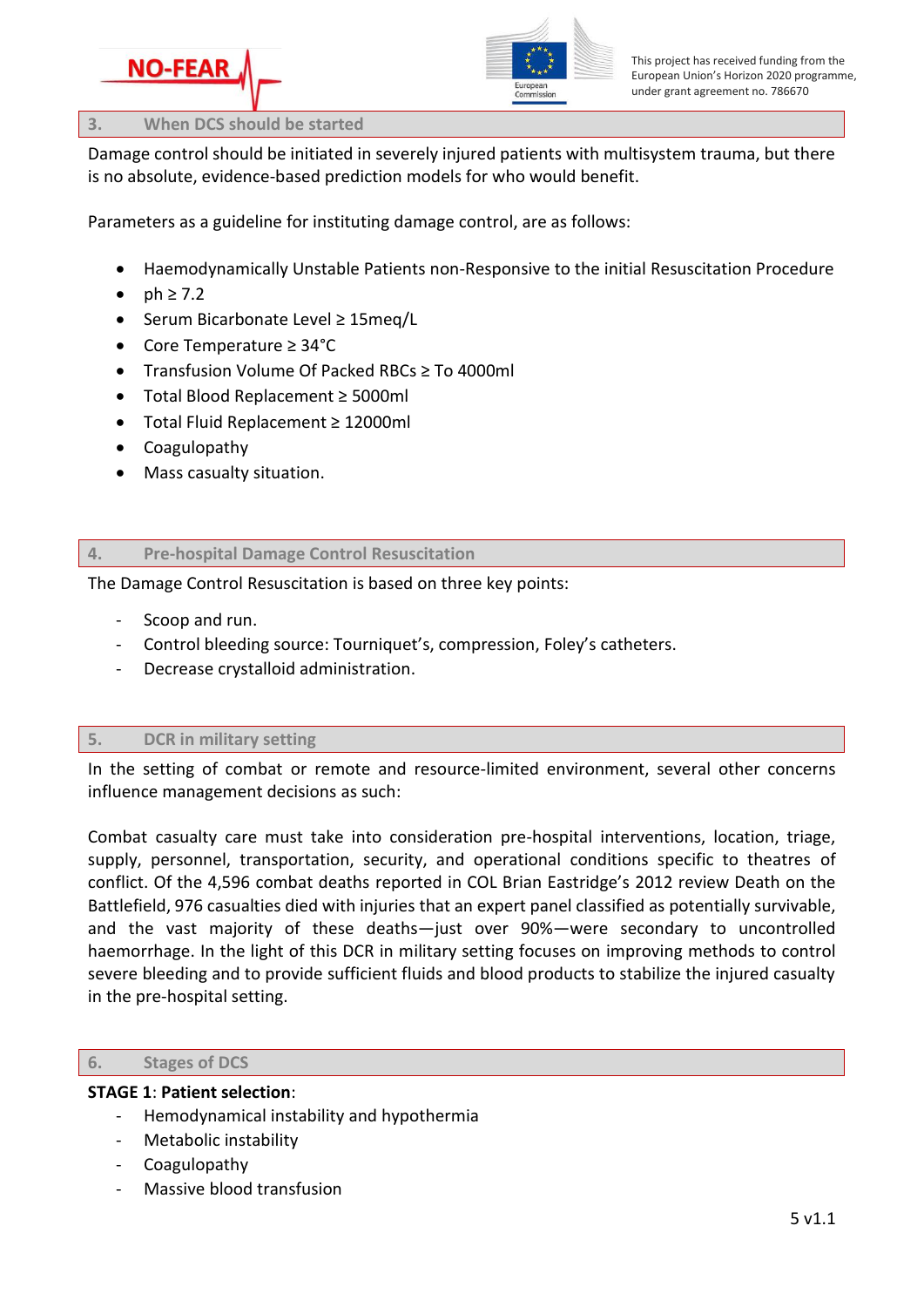## 3. When DCS should be started

Damage control should be initiated in severely injured patients with multisystem trauma, but there is no absolute, evidence-based prediction models for who would benefit.

Parameters as a guideline for instituting damage control, are as follows:

- Haemodynamically Unstable Patients non-Responsive to the initial Resuscitation Procedure
- ph ≥ 7.2
- Serum Bicarbonate Level ≥ 15meq/L
- Core Temperature ≥ 34°C
- Transfusion Volume Of Packed RBCs ≥ To 4000ml
- Total Blood Replacement ≥ 5000ml
- Total Fluid Replacement ≥ 12000ml
- Coagulopathy
- Mass casualty situation.

## 4. Pre-hospital Damage Control Resuscitation

The Damage Control Resuscitation is based on three key points:

- Scoop and run.
- Control bleeding source: Tourniquet's, compression, Foley's catheters.
- Decrease crystalloid administration.

## 5. DCR in military setting

In the setting of combat or remote and resource-limited environment, several other concerns influence management decisions as such:

Combat casualty care must take into consideration pre-hospital interventions, location, triage, supply, personnel, transportation, security, and operational conditions specific to theatres of conflict. Of the 4,596 combat deaths reported in COL Brian Eastridge's 2012 review Death on the Battlefield, 976 casualties died with injuries that an expert panel classified as potentially survivable, and the vast majority of these deaths—just over 90%—were secondary to uncontrolled haemorrhage. In the light of this DCR in military setting focuses on improving methods to control severe bleeding and to provide sufficient fluids and blood products to stabilize the injured casualty in the pre-hospital setting.

## 6. Stages of DCS

**STAGE 1**: **Patient selection**:

- Hemodynamical instability and hypothermia
- Metabolic instability
- Coagulopathy
- Massive blood transfusion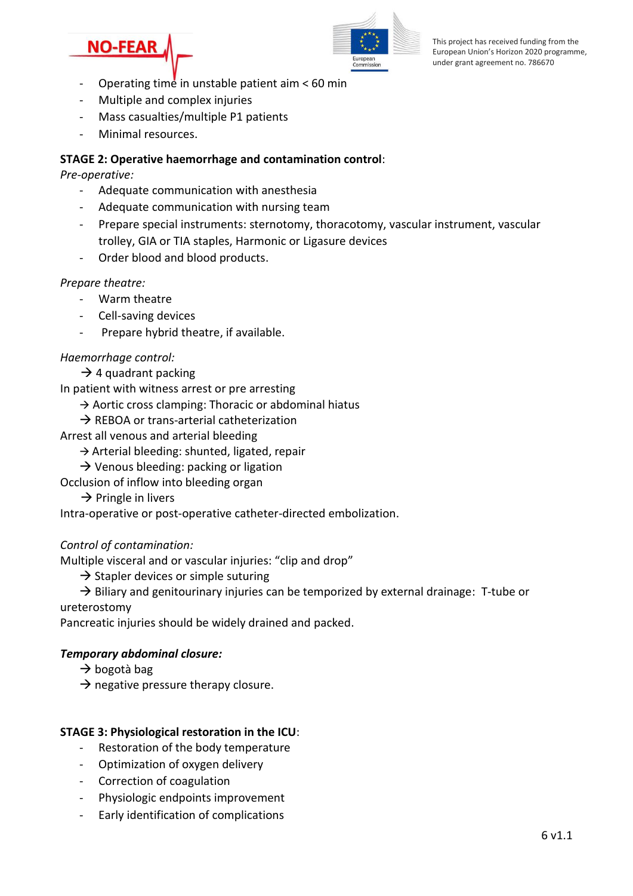- Operating time in unstable patient aim < 60 min
- Multiple and complex injuries
- Mass casualties/multiple P1 patients
- Minimal resources.

**STAGE 2: Operative haemorrhage and contamination control**:

*Pre-operative:*

- Adequate communication with anesthesia
- Adequate communication with nursing team
- Prepare special instruments: sternotomy, thoracotomy, vascular instrument, vascular trolley, GIA or TIA staples, Harmonic or Ligasure devices
- Order blood and blood products.

*Prepare theatre:*

- Warm theatre
- Cell-saving devices
- Prepare hybrid theatre, if available.

*Haemorrhage control:*

→ 4 quadrant packing

In patient with witness arrest or pre arresting

→ Aortic cross clamping: Thoracic or abdominal hiatus

→ REBOA or trans-arterial catheterization

Arrest all venous and arterial bleeding

→ Arterial bleeding: shunted, ligated, repair

→ Venous bleeding: packing or ligation

Occlusion of inflow into bleeding organ

→ Pringle in livers

Intra-operative or post-operative catheter-directed embolization.

*Control of contamination:*

Multiple visceral and or vascular injuries: "clip and drop"

→ Stapler devices or simple suturing

→ Biliary and genitourinary injuries can be temporized by external drainage: T-tube or ureterostomy

Pancreatic injuries should be widely drained and packed.

***Temporary abdominal closure:***

→ bogotà bag

→ negative pressure therapy closure.

**STAGE 3: Physiological restoration in the ICU**:

- Restoration of the body temperature
- Optimization of oxygen delivery
- Correction of coagulation
- Physiologic endpoints improvement
- Early identification of complications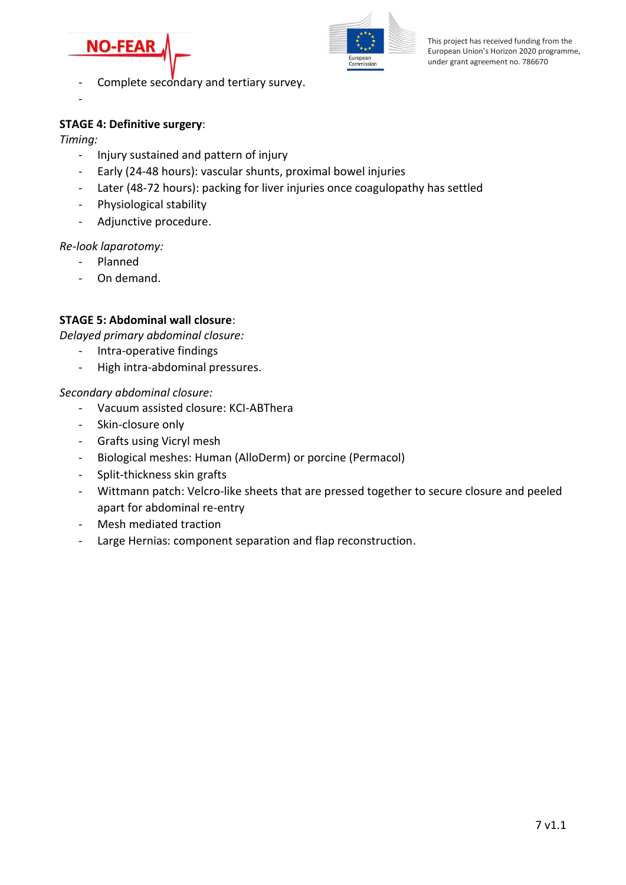- Complete secondary and tertiary survey.
-

**STAGE 4: Definitive surgery**:

*Timing:*

- Injury sustained and pattern of injury
- Early (24-48 hours): vascular shunts, proximal bowel injuries
- Later (48-72 hours): packing for liver injuries once coagulopathy has settled
- Physiological stability
- Adjunctive procedure.

*Re-look laparotomy:*

- Planned
- On demand.

**STAGE 5: Abdominal wall closure**:

*Delayed primary abdominal closure:*

- Intra-operative findings
- High intra-abdominal pressures.

*Secondary abdominal closure:*

- Vacuum assisted closure: KCI-ABThera
- Skin-closure only
- Grafts using Vicryl mesh
- Biological meshes: Human (AlloDerm) or porcine (Permacol)
- Split-thickness skin grafts
- Wittmann patch: Velcro-like sheets that are pressed together to secure closure and peeled apart for abdominal re-entry
- Mesh mediated traction
- Large Hernias: component separation and flap reconstruction.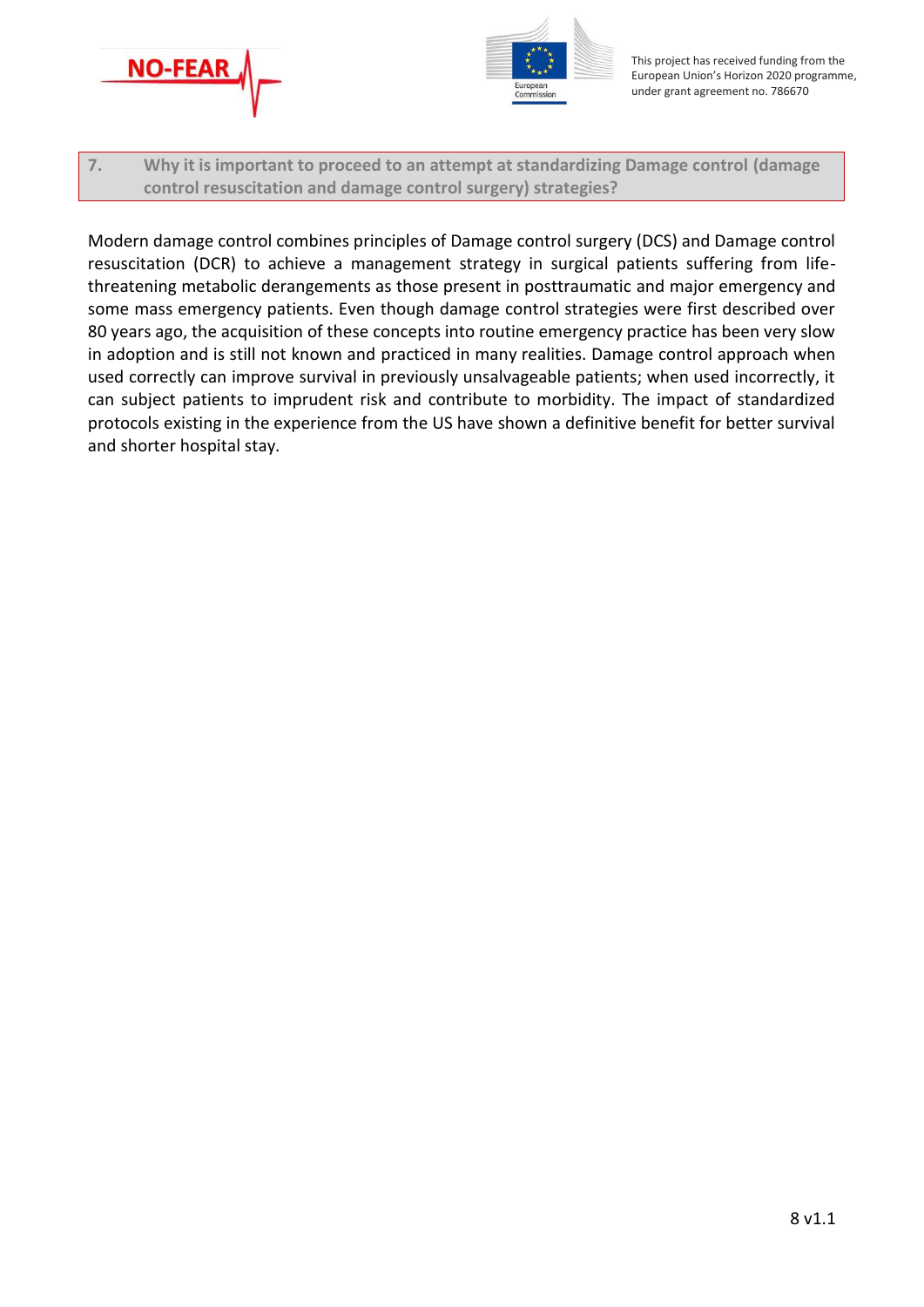## 7. Why it is important to proceed to an attempt at standardizing Damage control (damage control resuscitation and damage control surgery) strategies?

Modern damage control combines principles of Damage control surgery (DCS) and Damage control resuscitation (DCR) to achieve a management strategy in surgical patients suffering from life-threatening metabolic derangements as those present in posttraumatic and major emergency and some mass emergency patients. Even though damage control strategies were first described over 80 years ago, the acquisition of these concepts into routine emergency practice has been very slow in adoption and is still not known and practiced in many realities. Damage control approach when used correctly can improve survival in previously unsalvageable patients; when used incorrectly, it can subject patients to imprudent risk and contribute to morbidity. The impact of standardized protocols existing in the experience from the US have shown a definitive benefit for better survival and shorter hospital stay.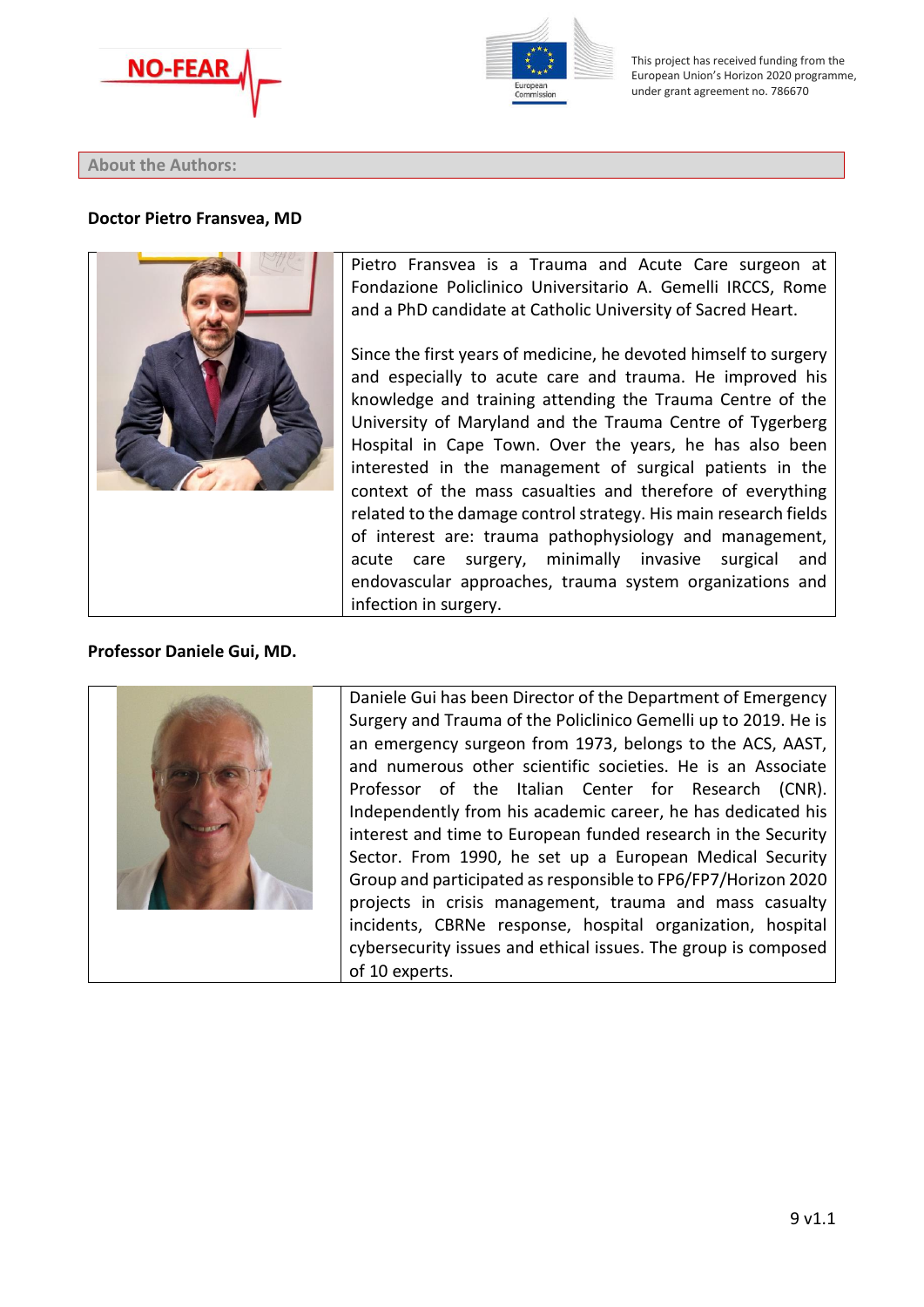## About the Authors:

**Doctor Pietro Fransvea, MD**

Pietro Fransvea is a Trauma and Acute Care surgeon at Fondazione Policlinico Universitario A. Gemelli IRCCS, Rome and a PhD candidate at Catholic University of Sacred Heart.

Since the first years of medicine, he devoted himself to surgery and especially to acute care and trauma. He improved his knowledge and training attending the Trauma Centre of the University of Maryland and the Trauma Centre of Tygerberg Hospital in Cape Town. Over the years, he has also been interested in the management of surgical patients in the context of the mass casualties and therefore of everything related to the damage control strategy. His main research fields of interest are: trauma pathophysiology and management, acute care surgery, minimally invasive surgical and endovascular approaches, trauma system organizations and infection in surgery.

**Professor Daniele Gui, MD.**

Daniele Gui has been Director of the Department of Emergency Surgery and Trauma of the Policlinico Gemelli up to 2019. He is an emergency surgeon from 1973, belongs to the ACS, AAST, and numerous other scientific societies. He is an Associate Professor of the Italian Center for Research (CNR). Independently from his academic career, he has dedicated his interest and time to European funded research in the Security Sector. From 1990, he set up a European Medical Security Group and participated as responsible to FP6/FP7/Horizon 2020 projects in crisis management, trauma and mass casualty incidents, CBRNe response, hospital organization, hospital cybersecurity issues and ethical issues. The group is composed of 10 experts.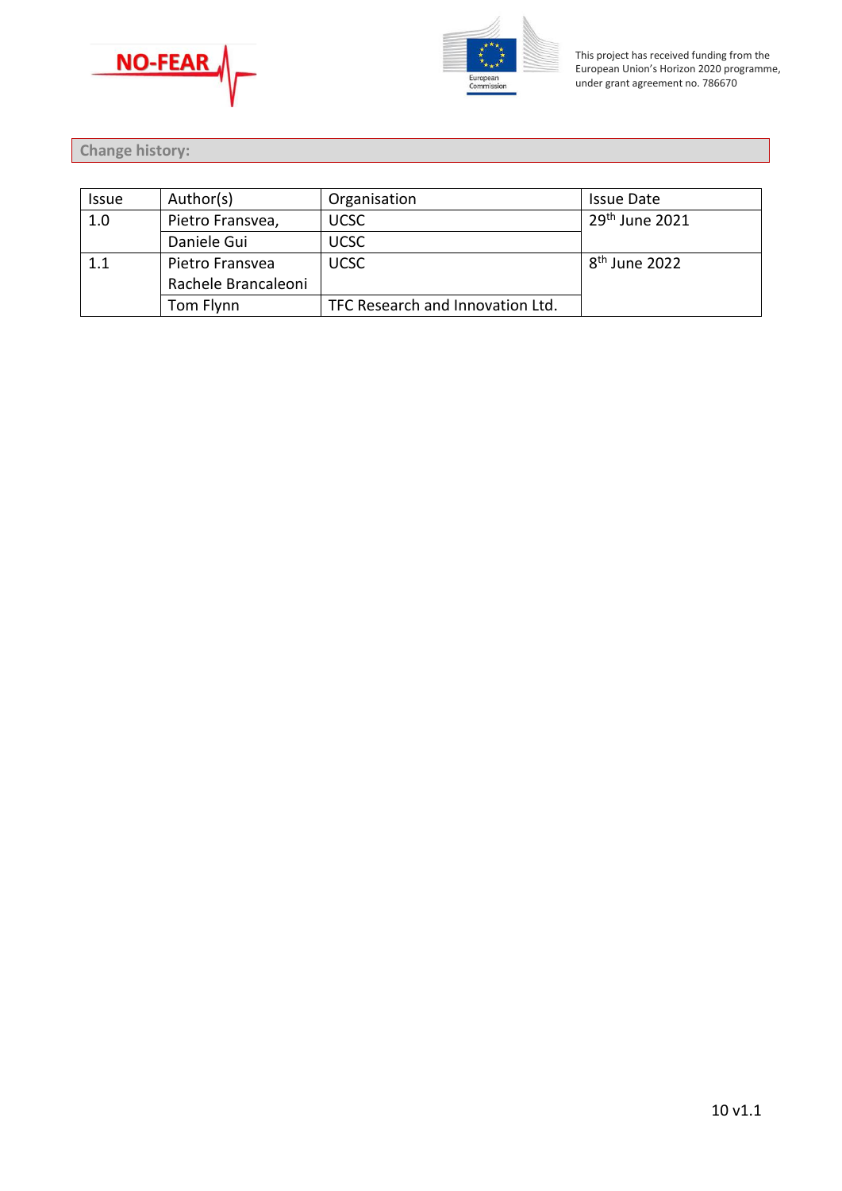## Change history:

| Issue | Author(s) | Organisation | Issue Date |
|---|---|---|---|
| 1.0 | Pietro Fransvea, | UCSC | 29th June 2021 |
| | Daniele Gui | UCSC | |
| 1.1 | Pietro Fransvea<br>Rachele Brancaleoni | UCSC | 8th June 2022 |
| | Tom Flynn | TFC Research and Innovation Ltd. | |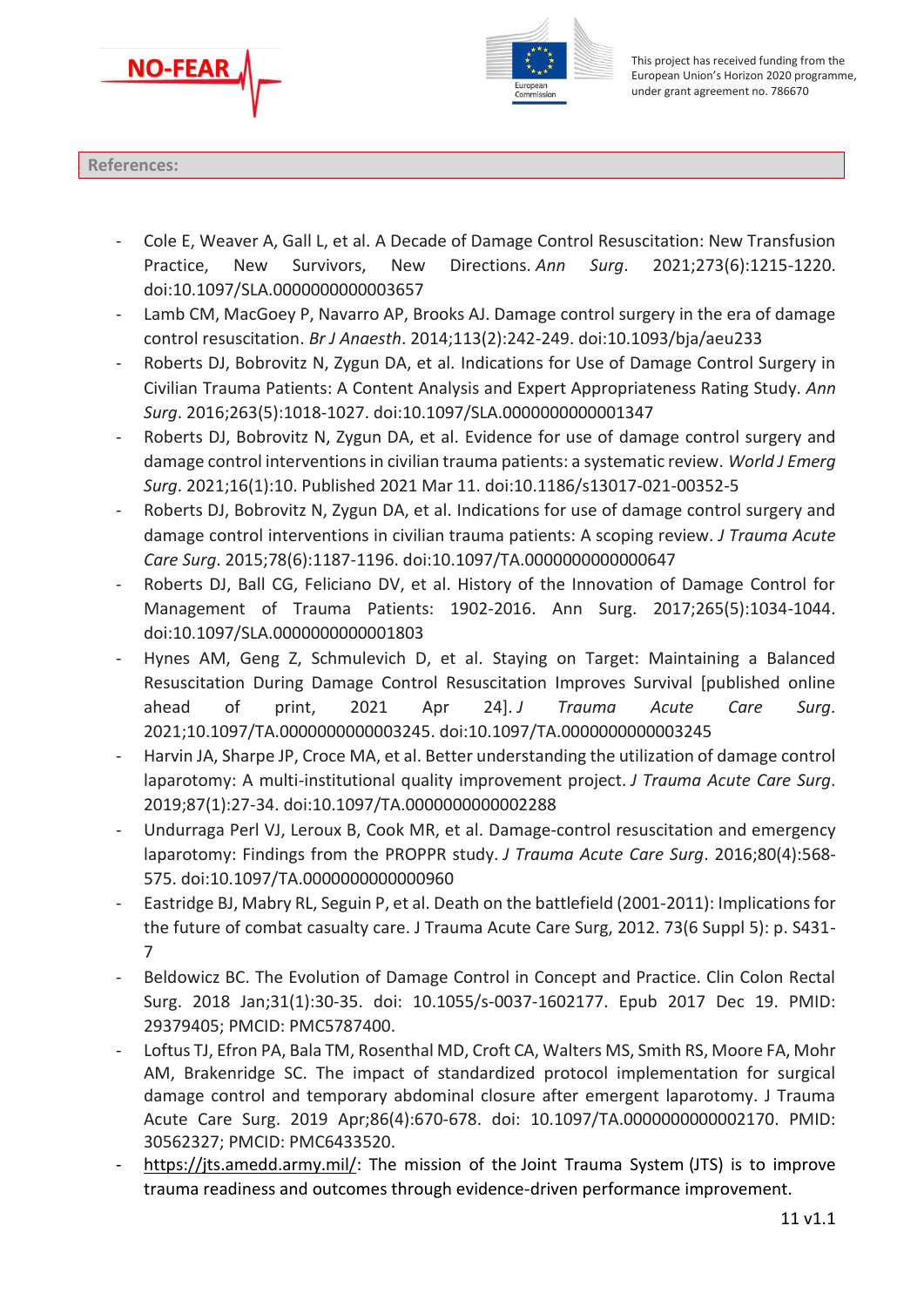## References:

- Cole E, Weaver A, Gall L, et al. A Decade of Damage Control Resuscitation: New Transfusion Practice, New Survivors, New Directions. *Ann Surg*. 2021;273(6):1215-1220. doi:10.1097/SLA.0000000000003657
- Lamb CM, MacGoey P, Navarro AP, Brooks AJ. Damage control surgery in the era of damage control resuscitation. *Br J Anaesth*. 2014;113(2):242-249. doi:10.1093/bja/aeu233
- Roberts DJ, Bobrovitz N, Zygun DA, et al. Indications for Use of Damage Control Surgery in Civilian Trauma Patients: A Content Analysis and Expert Appropriateness Rating Study. *Ann Surg*. 2016;263(5):1018-1027. doi:10.1097/SLA.0000000000001347
- Roberts DJ, Bobrovitz N, Zygun DA, et al. Evidence for use of damage control surgery and damage control interventions in civilian trauma patients: a systematic review. *World J Emerg Surg*. 2021;16(1):10. Published 2021 Mar 11. doi:10.1186/s13017-021-00352-5
- Roberts DJ, Bobrovitz N, Zygun DA, et al. Indications for use of damage control surgery and damage control interventions in civilian trauma patients: A scoping review. *J Trauma Acute Care Surg*. 2015;78(6):1187-1196. doi:10.1097/TA.0000000000000647
- Roberts DJ, Ball CG, Feliciano DV, et al. History of the Innovation of Damage Control for Management of Trauma Patients: 1902-2016. Ann Surg. 2017;265(5):1034-1044. doi:10.1097/SLA.0000000000001803
- Hynes AM, Geng Z, Schmulevich D, et al. Staying on Target: Maintaining a Balanced Resuscitation During Damage Control Resuscitation Improves Survival [published online ahead of print, 2021 Apr 24]. *J Trauma Acute Care Surg*. 2021;10.1097/TA.0000000000003245. doi:10.1097/TA.0000000000003245
- Harvin JA, Sharpe JP, Croce MA, et al. Better understanding the utilization of damage control laparotomy: A multi-institutional quality improvement project. *J Trauma Acute Care Surg*. 2019;87(1):27-34. doi:10.1097/TA.0000000000002288
- Undurraga Perl VJ, Leroux B, Cook MR, et al. Damage-control resuscitation and emergency laparotomy: Findings from the PROPPR study. *J Trauma Acute Care Surg*. 2016;80(4):568-575. doi:10.1097/TA.0000000000000960
- Eastridge BJ, Mabry RL, Seguin P, et al. Death on the battlefield (2001-2011): Implications for the future of combat casualty care. J Trauma Acute Care Surg, 2012. 73(6 Suppl 5): p. S431-7
- Beldowicz BC. The Evolution of Damage Control in Concept and Practice. Clin Colon Rectal Surg. 2018 Jan;31(1):30-35. doi: 10.1055/s-0037-1602177. Epub 2017 Dec 19. PMID: 29379405; PMCID: PMC5787400.
- Loftus TJ, Efron PA, Bala TM, Rosenthal MD, Croft CA, Walters MS, Smith RS, Moore FA, Mohr AM, Brakenridge SC. The impact of standardized protocol implementation for surgical damage control and temporary abdominal closure after emergent laparotomy. J Trauma Acute Care Surg. 2019 Apr;86(4):670-678. doi: 10.1097/TA.0000000000002170. PMID: 30562327; PMCID: PMC6433520.
- https://jts.amedd.army.mil/: The mission of the Joint Trauma System (JTS) is to improve trauma readiness and outcomes through evidence-driven performance improvement.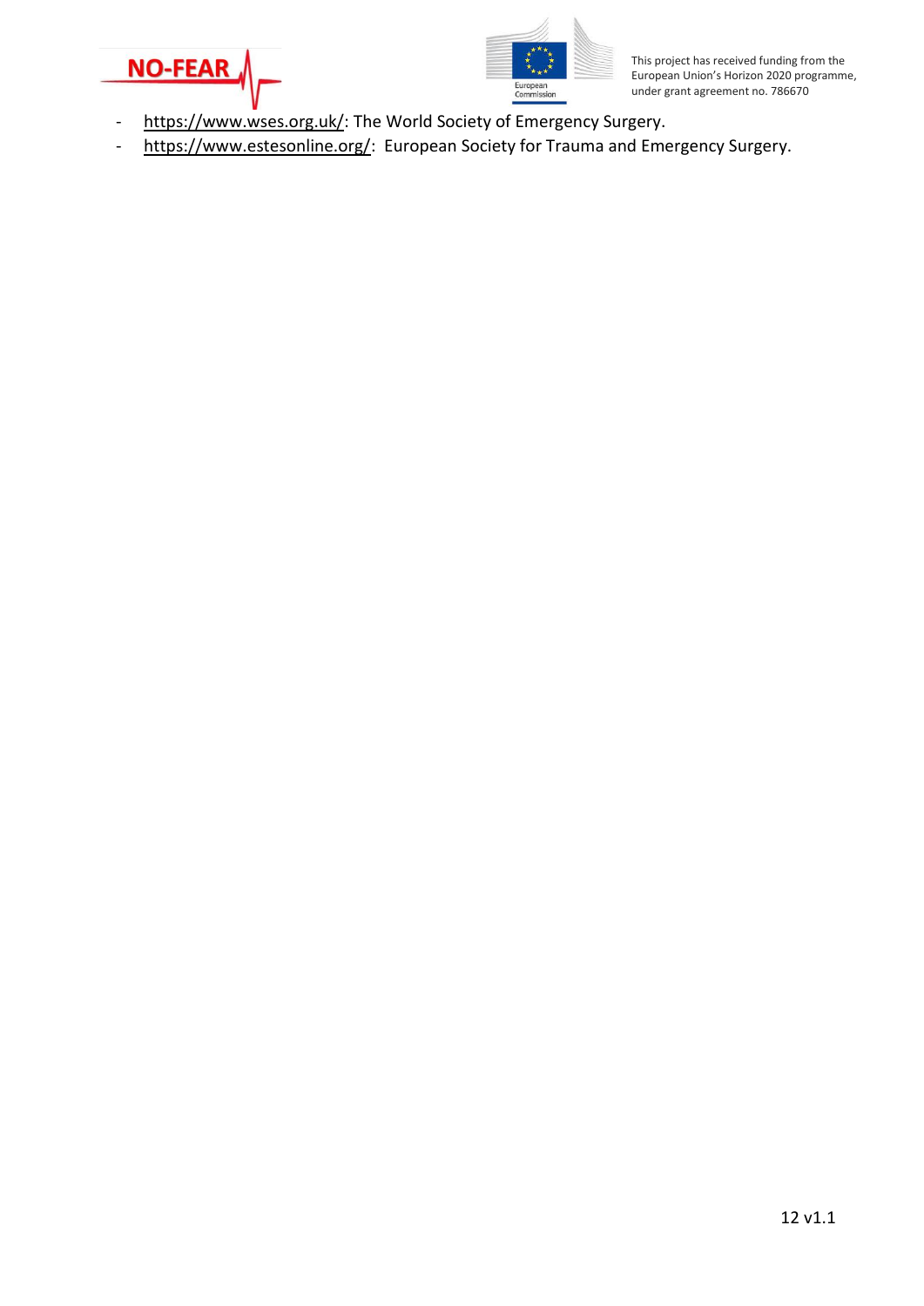- https://www.wses.org.uk/: The World Society of Emergency Surgery.
- https://www.estesonline.org/: European Society for Trauma and Emergency Surgery.